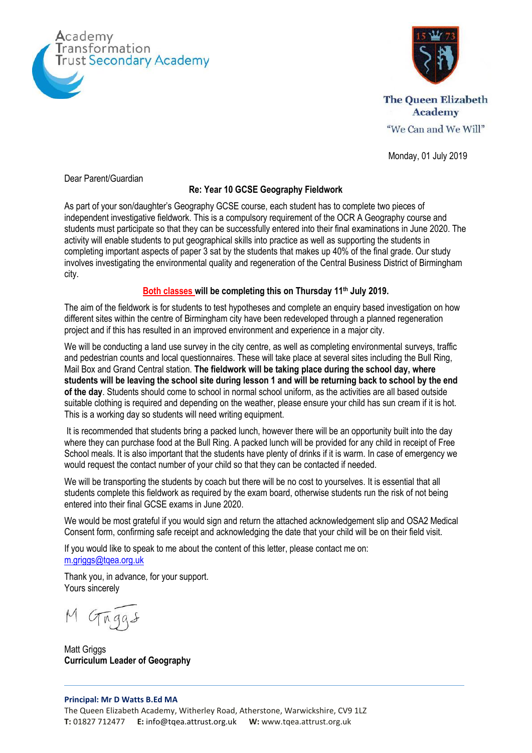Academy Transformation Trust Secondary Academy

The Queen Elizabeth Academy

"We Can and We Will"

Monday, 01 July 2019

Dear Parent/Guardian

**Re: Year 10 GCSE Geography Fieldwork**

As part of your son/daughter's Geography GCSE course, each student has to complete two pieces of independent investigative fieldwork. This is a compulsory requirement of the OCR A Geography course and students must participate so that they can be successfully entered into their final examinations in June 2020. The activity will enable students to put geographical skills into practice as well as supporting the students in completing important aspects of paper 3 sat by the students that makes up 40% of the final grade. Our study involves investigating the environmental quality and regeneration of the Central Business District of Birmingham city.

**Both classes will be completing this on Thursday 11th July 2019.**

The aim of the fieldwork is for students to test hypotheses and complete an enquiry based investigation on how different sites within the centre of Birmingham city have been redeveloped through a planned regeneration project and if this has resulted in an improved environment and experience in a major city.

We will be conducting a land use survey in the city centre, as well as completing environmental surveys, traffic and pedestrian counts and local questionnaires. These will take place at several sites including the Bull Ring, Mail Box and Grand Central station. **The fieldwork will be taking place during the school day, where students will be leaving the school site during lesson 1 and will be returning back to school by the end of the day**. Students should come to school in normal school uniform, as the activities are all based outside suitable clothing is required and depending on the weather, please ensure your child has sun cream if it is hot. This is a working day so students will need writing equipment.

It is recommended that students bring a packed lunch, however there will be an opportunity built into the day where they can purchase food at the Bull Ring. A packed lunch will be provided for any child in receipt of Free School meals. It is also important that the students have plenty of drinks if it is warm. In case of emergency we would request the contact number of your child so that they can be contacted if needed.

We will be transporting the students by coach but there will be no cost to yourselves. It is essential that all students complete this fieldwork as required by the exam board, otherwise students run the risk of not being entered into their final GCSE exams in June 2020.

We would be most grateful if you would sign and return the attached acknowledgement slip and OSA2 Medical Consent form, confirming safe receipt and acknowledging the date that your child will be on their field visit.

If you would like to speak to me about the content of this letter, please contact me on: m.griggs@tqea.org.uk

Thank you, in advance, for your support.
Yours sincerely

M Griggs

Matt Griggs
**Curriculum Leader of Geography**

**Principal: Mr D Watts B.Ed MA**
The Queen Elizabeth Academy, Witherley Road, Atherstone, Warwickshire, CV9 1LZ
**T:** 01827 712477 **E:** info@tqea.attrust.org.uk **W:** www.tqea.attrust.org.uk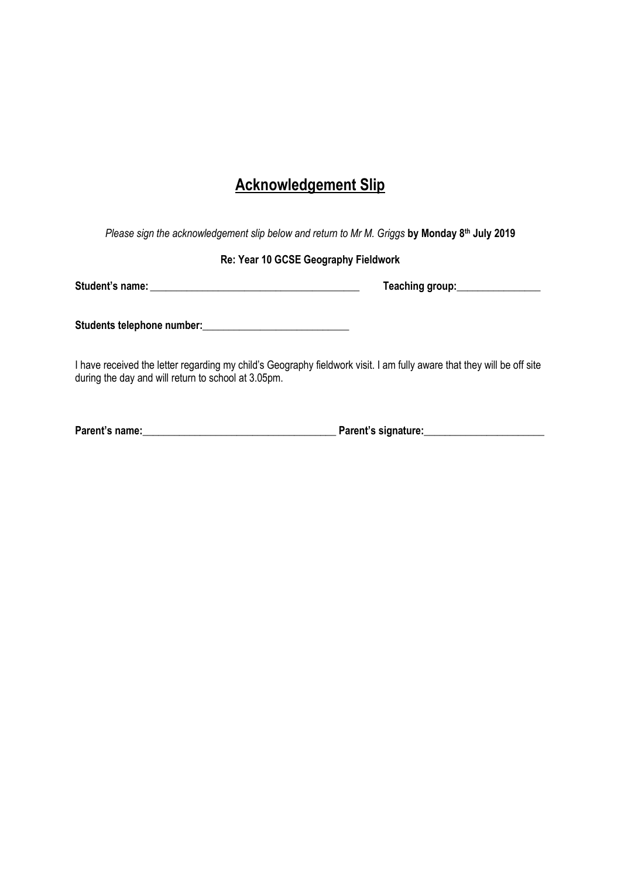# Acknowledgement Slip

*Please sign the acknowledgement slip below and return to Mr M. Griggs* **by Monday 8th July 2019**

**Re: Year 10 GCSE Geography Fieldwork**

**Student's name:** _________________________________________ **Teaching group:** ________________

**Students telephone number:** ____________________________

I have received the letter regarding my child's Geography fieldwork visit. I am fully aware that they will be off site during the day and will return to school at 3.05pm.

**Parent's name:** _____________________________________ **Parent's signature:** _______________________